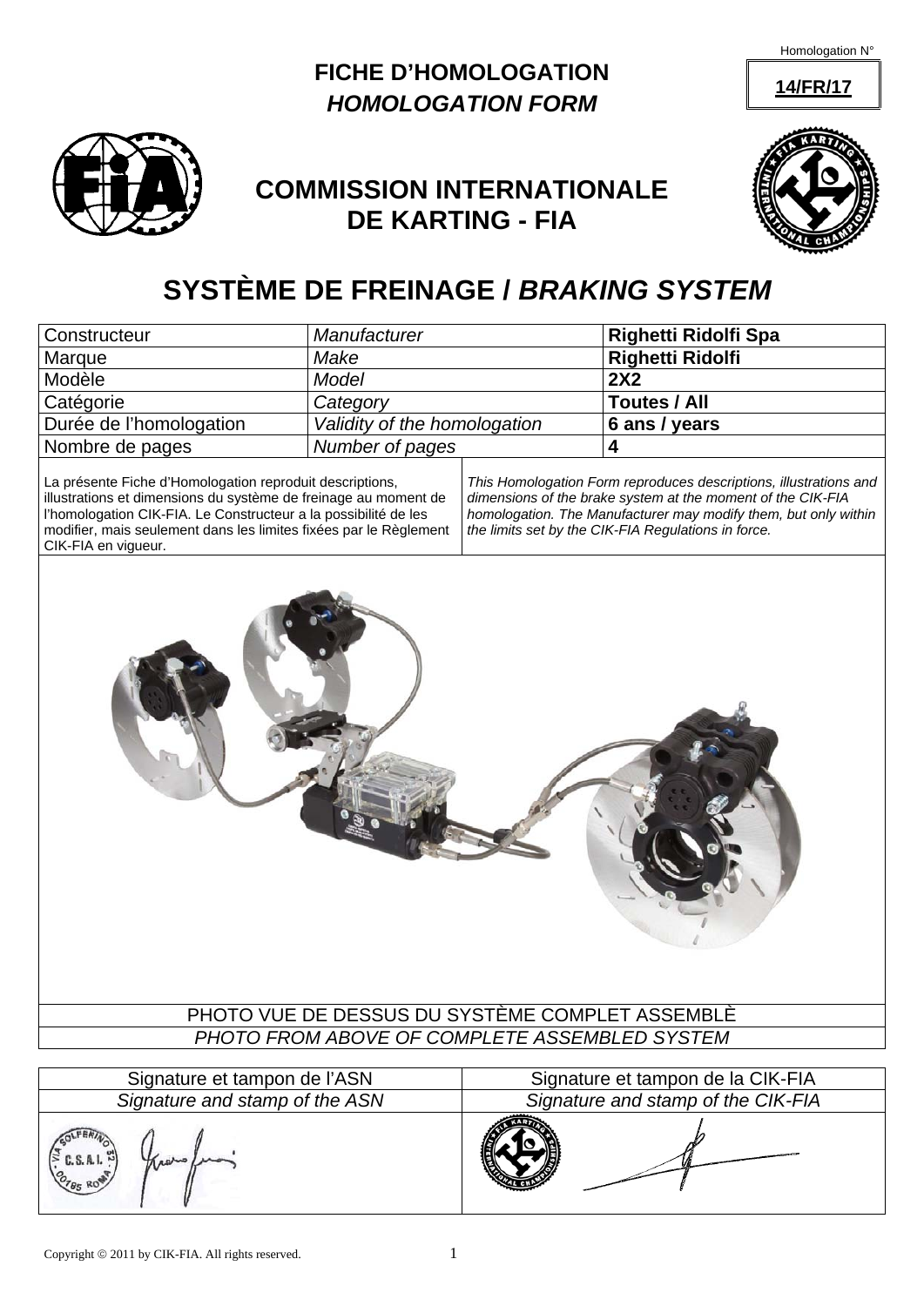Homologation N° **14/FR/17**

# FICHE D'HOMOLOGATION
## *HOMOLOGATION FORM*

## COMMISSION INTERNATIONALE DE KARTING - FIA

# SYSTÈME DE FREINAGE / *BRAKING SYSTEM*

| Constructeur | *Manufacturer* | **Righetti Ridolfi Spa** |
|---|---|---|
| Marque | *Make* | **Righetti Ridolfi** |
| Modèle | *Model* | **2X2** |
| Catégorie | *Category* | **Toutes / All** |
| Durée de l'homologation | *Validity of the homologation* | **6 ans / years** |
| Nombre de pages | *Number of pages* | **4** |

La présente Fiche d'Homologation reproduit descriptions, illustrations et dimensions du système de freinage au moment de l'homologation CIK-FIA. Le Constructeur a la possibilité de les modifier, mais seulement dans les limites fixées par le Règlement CIK-FIA en vigueur.

*This Homologation Form reproduces descriptions, illustrations and dimensions of the brake system at the moment of the CIK-FIA homologation. The Manufacturer may modify them, but only within the limits set by the CIK-FIA Regulations in force.*

PHOTO VUE DE DESSUS DU SYSTÈME COMPLET ASSEMBLÈ

*PHOTO FROM ABOVE OF COMPLETE ASSEMBLED SYSTEM*

| Signature et tampon de l'ASN | Signature et tampon de la CIK-FIA |
|---|---|
| *Signature and stamp of the ASN* | *Signature and stamp of the CIK-FIA* |

Copyright © 2011 by CIK-FIA. All rights reserved.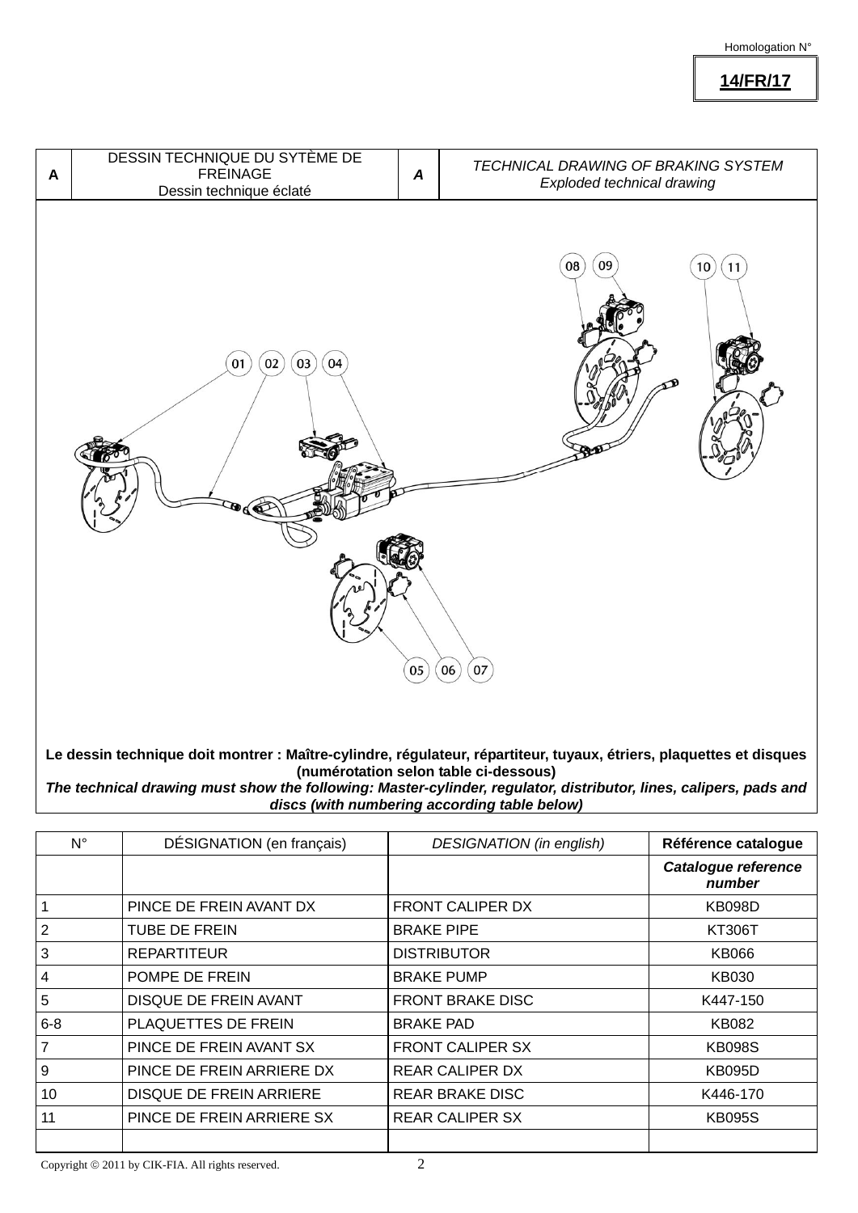Homologation N°

**14/FR/17**

| A | DESSIN TECHNIQUE DU SYTÈME DE FREINAGE<br>Dessin technique éclaté | *A* | *TECHNICAL DRAWING OF BRAKING SYSTEM*<br>*Exploded technical drawing* |
|---|---|---|---|

**Le dessin technique doit montrer : Maître-cylindre, régulateur, répartiteur, tuyaux, étriers, plaquettes et disques (numérotation selon table ci-dessous)**

***The technical drawing must show the following: Master-cylinder, regulator, distributor, lines, calipers, pads and discs (with numbering according table below)***

| N° | DÉSIGNATION (en français) | *DESIGNATION (in english)* | **Référence catalogue** |
|---|---|---|---|
| | | | ***Catalogue reference number*** |
| 1 | PINCE DE FREIN AVANT DX | FRONT CALIPER DX | KB098D |
| 2 | TUBE DE FREIN | BRAKE PIPE | KT306T |
| 3 | REPARTITEUR | DISTRIBUTOR | KB066 |
| 4 | POMPE DE FREIN | BRAKE PUMP | KB030 |
| 5 | DISQUE DE FREIN AVANT | FRONT BRAKE DISC | K447-150 |
| 6-8 | PLAQUETTES DE FREIN | BRAKE PAD | KB082 |
| 7 | PINCE DE FREIN AVANT SX | FRONT CALIPER SX | KB098S |
| 9 | PINCE DE FREIN ARRIERE DX | REAR CALIPER DX | KB095D |
| 10 | DISQUE DE FREIN ARRIERE | REAR BRAKE DISC | K446-170 |
| 11 | PINCE DE FREIN ARRIERE SX | REAR CALIPER SX | KB095S |
| | | | |

Copyright © 2011 by CIK-FIA. All rights reserved.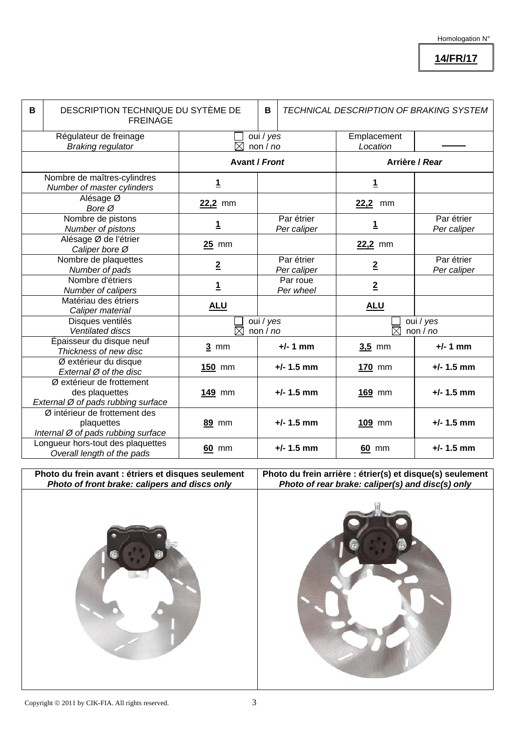Homologation N°

**14/FR/17**

| B | DESCRIPTION TECHNIQUE DU SYTÈME DE FREINAGE | B | *TECHNICAL DESCRIPTION OF BRAKING SYSTEM* |
|---|---|---|---|

| Régulateur de freinage *Braking regulator* | ☐ oui / *yes* ☒ non / *no* | | Emplacement *Location* | ——— |
|---|---|---|---|---|
| | **Avant / *Front*** | | **Arrière / *Rear*** | |
| Nombre de maîtres-cylindres *Number of master cylinders* | **1** | | **1** | |
| Alésage Ø *Bore Ø* | **22,2** mm | | **22,2** mm | |
| Nombre de pistons *Number of pistons* | **1** | Par étrier *Per caliper* | **1** | Par étrier *Per caliper* |
| Alésage Ø de l'étrier *Caliper bore Ø* | **25** mm | | **22,2** mm | |
| Nombre de plaquettes *Number of pads* | **2** | Par étrier *Per caliper* | **2** | Par étrier *Per caliper* |
| Nombre d'étriers *Number of calipers* | **1** | Par roue *Per wheel* | **2** | |
| Matériau des étriers *Caliper material* | **ALU** | | **ALU** | |
| Disques ventilés *Ventilated discs* | ☐ oui / *yes* ☒ non / *no* | | ☐ oui / *yes* ☒ non / *no* | |
| Épaisseur du disque neuf *Thickness of new disc* | **3** mm | **+/- 1 mm** | **3,5** mm | **+/- 1 mm** |
| Ø extérieur du disque *External Ø of the disc* | **150** mm | **+/- 1.5 mm** | **170** mm | **+/- 1.5 mm** |
| Ø extérieur de frottement des plaquettes *External Ø of pads rubbing surface* | **149** mm | **+/- 1.5 mm** | **169** mm | **+/- 1.5 mm** |
| Ø intérieur de frottement des plaquettes *Internal Ø of pads rubbing surface* | **89** mm | **+/- 1.5 mm** | **109** mm | **+/- 1.5 mm** |
| Longueur hors-tout des plaquettes *Overall length of the pads* | **60** mm | **+/- 1.5 mm** | **60** mm | **+/- 1.5 mm** |

| **Photo du frein avant : étriers et disques seulement** ***Photo of front brake: calipers and discs only*** | **Photo du frein arrière : étrier(s) et disque(s) seulement** ***Photo of rear brake: caliper(s) and disc(s) only*** |
|---|---|
| | |

Copyright © 2011 by CIK-FIA. All rights reserved.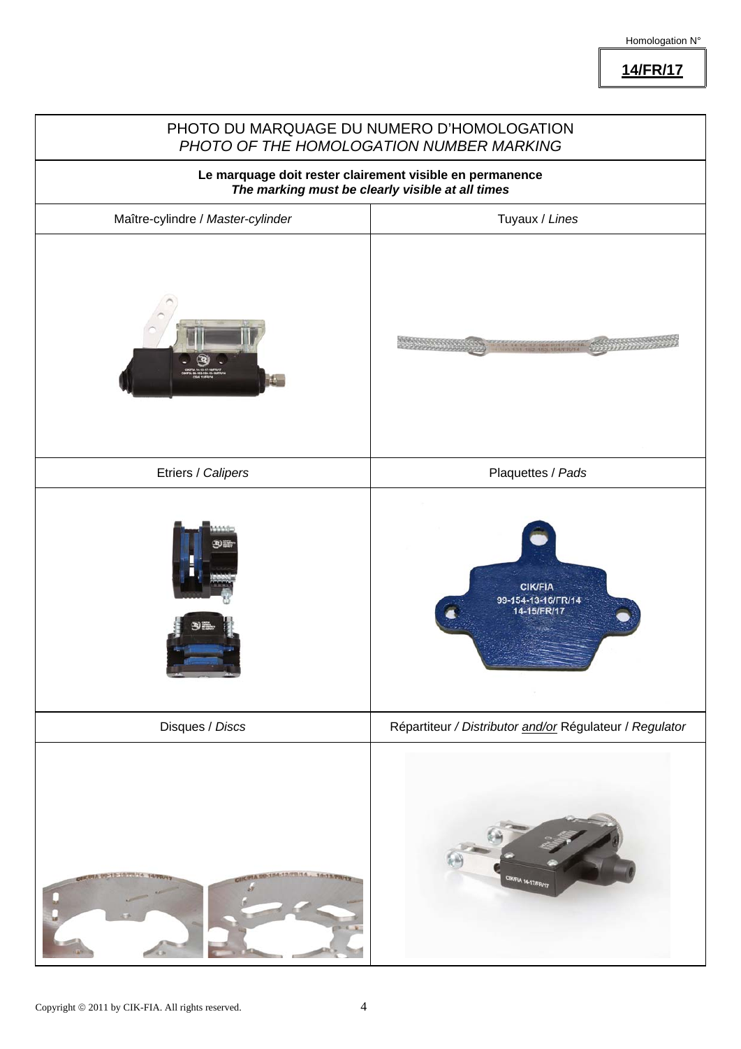Homologation N°

**14/FR/17**

| PHOTO DU MARQUAGE DU NUMERO D'HOMOLOGATION<br>*PHOTO OF THE HOMOLOGATION NUMBER MARKING* | |
|---|---|
| **Le marquage doit rester clairement visible en permanence**<br>***The marking must be clearly visible at all times*** | |
| Maître-cylindre / *Master-cylinder* | Tuyaux / *Lines* |
| | |
| Etriers / *Calipers* | Plaquettes / *Pads* |
| | |
| Disques / *Discs* | Répartiteur / *Distributor <u>and/or</u>* Régulateur / *Regulator* |
| | |

Copyright © 2011 by CIK-FIA. All rights reserved.